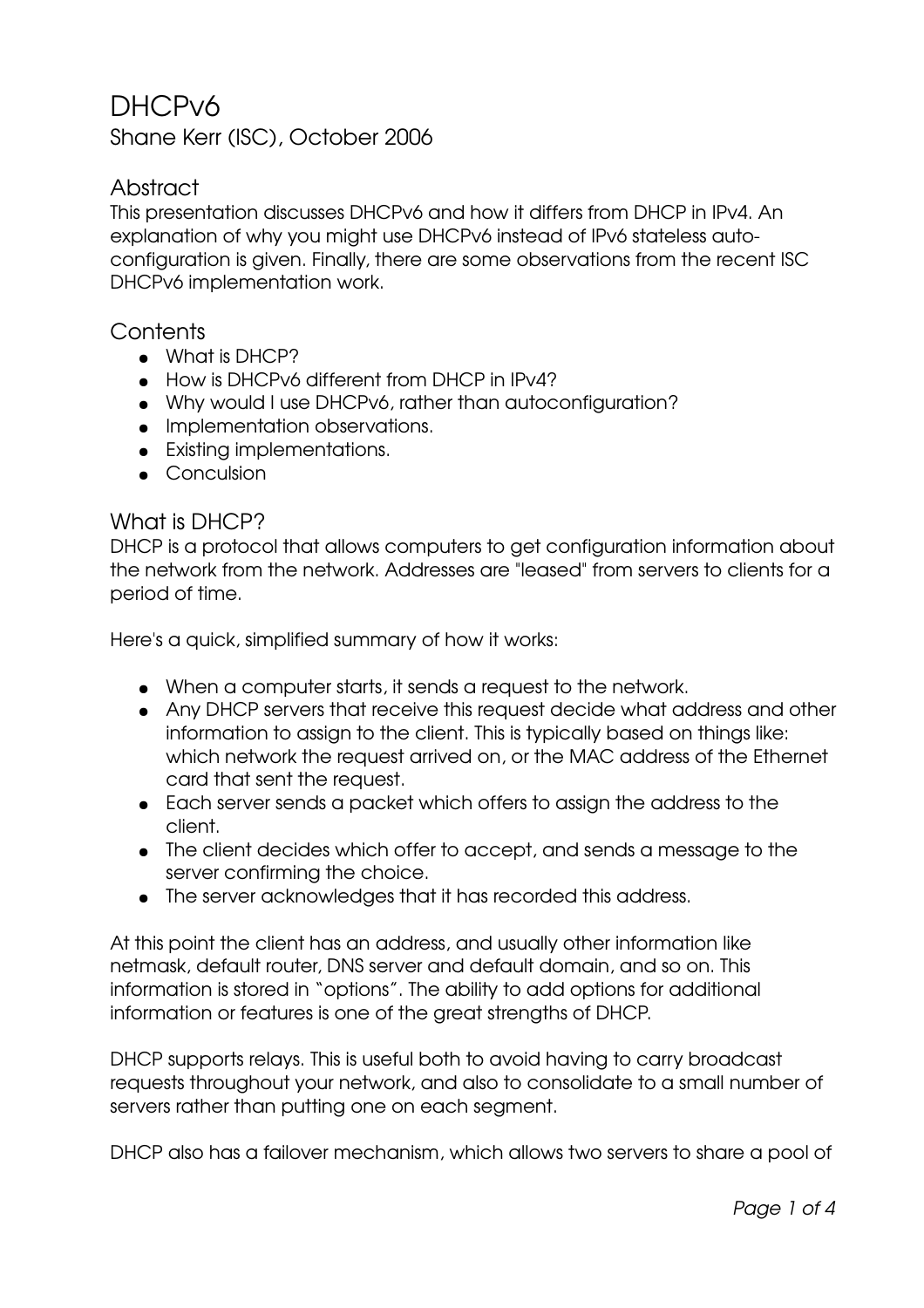# DHCPv6

Shane Kerr (ISC), October 2006

## Abstract

This presentation discusses DHCPv6 and how it differs from DHCP in IPv4. An explanation of why you might use DHCPv6 instead of IPv6 stateless auto-configuration is given. Finally, there are some observations from the recent ISC DHCPv6 implementation work.

## Contents

- What is DHCP?
- How is DHCPv6 different from DHCP in IPv4?
- Why would I use DHCPv6, rather than autoconfiguration?
- Implementation observations.
- Existing implementations.
- Conculsion

## What is DHCP?

DHCP is a protocol that allows computers to get configuration information about the network from the network. Addresses are "leased" from servers to clients for a period of time.

Here's a quick, simplified summary of how it works:

- When a computer starts, it sends a request to the network.
- Any DHCP servers that receive this request decide what address and other information to assign to the client. This is typically based on things like: which network the request arrived on, or the MAC address of the Ethernet card that sent the request.
- Each server sends a packet which offers to assign the address to the client.
- The client decides which offer to accept, and sends a message to the server confirming the choice.
- The server acknowledges that it has recorded this address.

At this point the client has an address, and usually other information like netmask, default router, DNS server and default domain, and so on. This information is stored in "options". The ability to add options for additional information or features is one of the great strengths of DHCP.

DHCP supports relays. This is useful both to avoid having to carry broadcast requests throughout your network, and also to consolidate to a small number of servers rather than putting one on each segment.

DHCP also has a failover mechanism, which allows two servers to share a pool of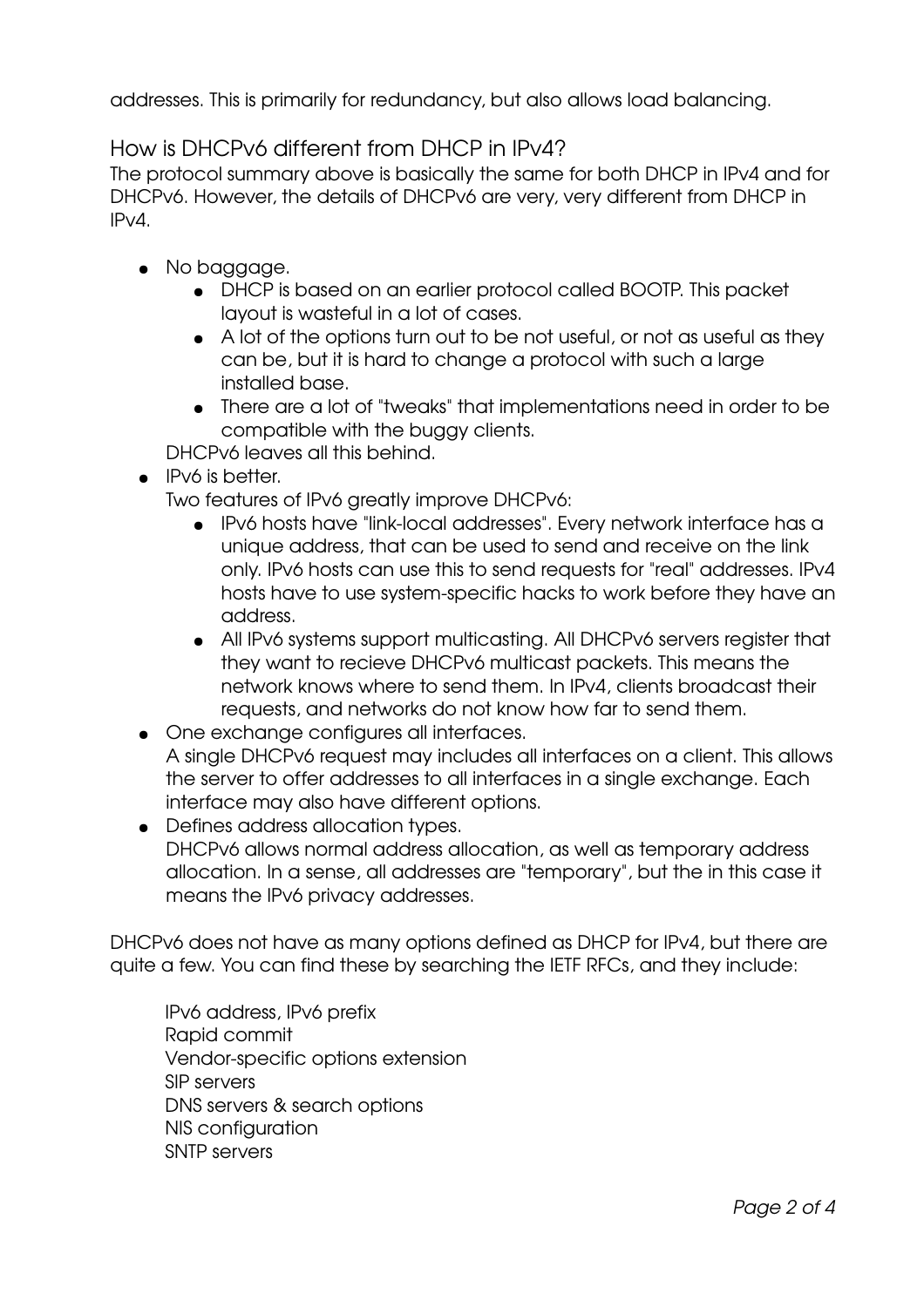addresses. This is primarily for redundancy, but also allows load balancing.

## How is DHCPv6 different from DHCP in IPv4?

The protocol summary above is basically the same for both DHCP in IPv4 and for DHCPv6. However, the details of DHCPv6 are very, very different from DHCP in IPv4.

- No baggage.
  - DHCP is based on an earlier protocol called BOOTP. This packet layout is wasteful in a lot of cases.
  - A lot of the options turn out to be not useful, or not as useful as they can be, but it is hard to change a protocol with such a large installed base.
  - There are a lot of "tweaks" that implementations need in order to be compatible with the buggy clients.

  DHCPv6 leaves all this behind.
- IPv6 is better.

  Two features of IPv6 greatly improve DHCPv6:
  - IPv6 hosts have "link-local addresses". Every network interface has a unique address, that can be used to send and receive on the link only. IPv6 hosts can use this to send requests for "real" addresses. IPv4 hosts have to use system-specific hacks to work before they have an address.
  - All IPv6 systems support multicasting. All DHCPv6 servers register that they want to recieve DHCPv6 multicast packets. This means the network knows where to send them. In IPv4, clients broadcast their requests, and networks do not know how far to send them.
- One exchange configures all interfaces.

  A single DHCPv6 request may includes all interfaces on a client. This allows the server to offer addresses to all interfaces in a single exchange. Each interface may also have different options.
- Defines address allocation types.

  DHCPv6 allows normal address allocation, as well as temporary address allocation. In a sense, all addresses are "temporary", but the in this case it means the IPv6 privacy addresses.

DHCPv6 does not have as many options defined as DHCP for IPv4, but there are quite a few. You can find these by searching the IETF RFCs, and they include:

> IPv6 address, IPv6 prefix
> Rapid commit
> Vendor-specific options extension
> SIP servers
> DNS servers & search options
> NIS configuration
> SNTP servers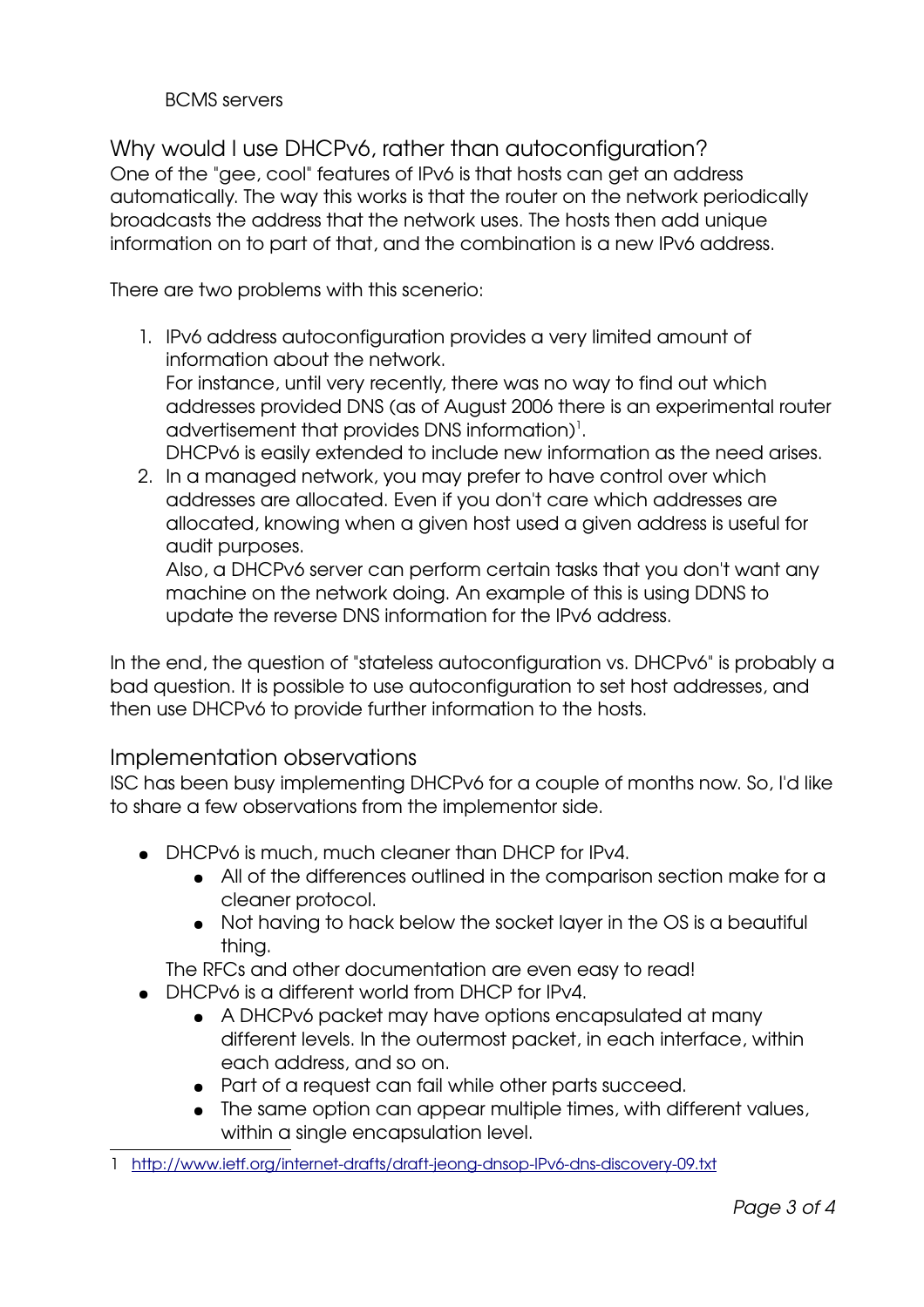BCMS servers

## Why would I use DHCPv6, rather than autoconfiguration?

One of the "gee, cool" features of IPv6 is that hosts can get an address automatically. The way this works is that the router on the network periodically broadcasts the address that the network uses. The hosts then add unique information on to part of that, and the combination is a new IPv6 address.

There are two problems with this scenerio:

1. IPv6 address autoconfiguration provides a very limited amount of information about the network.
   For instance, until very recently, there was no way to find out which addresses provided DNS (as of August 2006 there is an experimental router advertisement that provides DNS information)[1].
   DHCPv6 is easily extended to include new information as the need arises.
2. In a managed network, you may prefer to have control over which addresses are allocated. Even if you don't care which addresses are allocated, knowing when a given host used a given address is useful for audit purposes.
   Also, a DHCPv6 server can perform certain tasks that you don't want any machine on the network doing. An example of this is using DDNS to update the reverse DNS information for the IPv6 address.

In the end, the question of "stateless autoconfiguration vs. DHCPv6" is probably a bad question. It is possible to use autoconfiguration to set host addresses, and then use DHCPv6 to provide further information to the hosts.

## Implementation observations

ISC has been busy implementing DHCPv6 for a couple of months now. So, I'd like to share a few observations from the implementor side.

- DHCPv6 is much, much cleaner than DHCP for IPv4.
  - All of the differences outlined in the comparison section make for a cleaner protocol.
  - Not having to hack below the socket layer in the OS is a beautiful thing.

  The RFCs and other documentation are even easy to read!
- DHCPv6 is a different world from DHCP for IPv4.
  - A DHCPv6 packet may have options encapsulated at many different levels. In the outermost packet, in each interface, within each address, and so on.
  - Part of a request can fail while other parts succeed.
  - The same option can appear multiple times, with different values, within a single encapsulation level.

---

1 http://www.ietf.org/internet-drafts/draft-jeong-dnsop-IPv6-dns-discovery-09.txt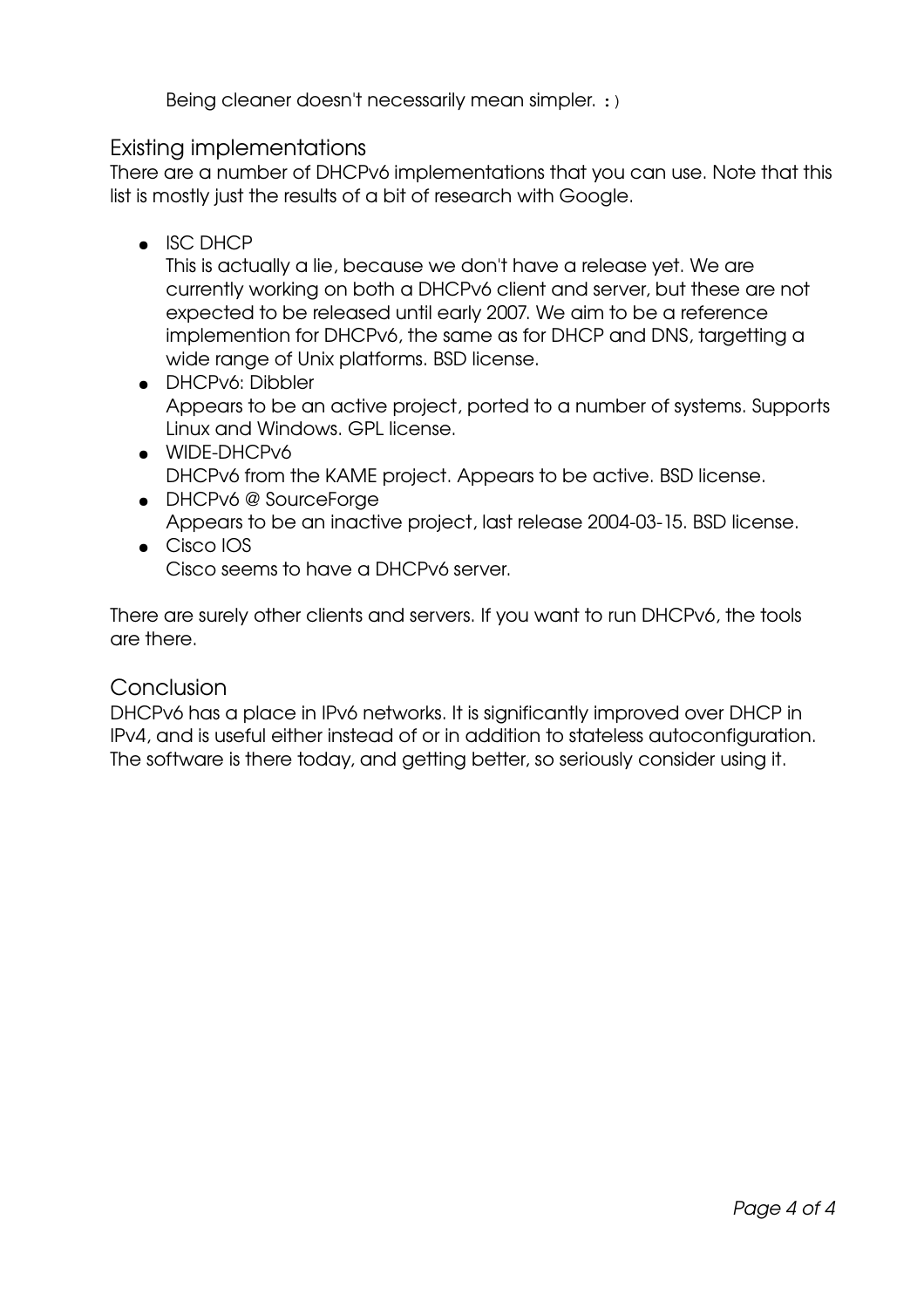Being cleaner doesn't necessarily mean simpler. :)

## Existing implementations

There are a number of DHCPv6 implementations that you can use. Note that this list is mostly just the results of a bit of research with Google.

- ISC DHCP
  This is actually a lie, because we don't have a release yet. We are currently working on both a DHCPv6 client and server, but these are not expected to be released until early 2007. We aim to be a reference implemention for DHCPv6, the same as for DHCP and DNS, targetting a wide range of Unix platforms. BSD license.
- DHCPv6: Dibbler
  Appears to be an active project, ported to a number of systems. Supports Linux and Windows. GPL license.
- WIDE-DHCPv6
  DHCPv6 from the KAME project. Appears to be active. BSD license.
- DHCPv6 @ SourceForge
  Appears to be an inactive project, last release 2004-03-15. BSD license.
- Cisco IOS
  Cisco seems to have a DHCPv6 server.

There are surely other clients and servers. If you want to run DHCPv6, the tools are there.

## Conclusion

DHCPv6 has a place in IPv6 networks. It is significantly improved over DHCP in IPv4, and is useful either instead of or in addition to stateless autoconfiguration. The software is there today, and getting better, so seriously consider using it.